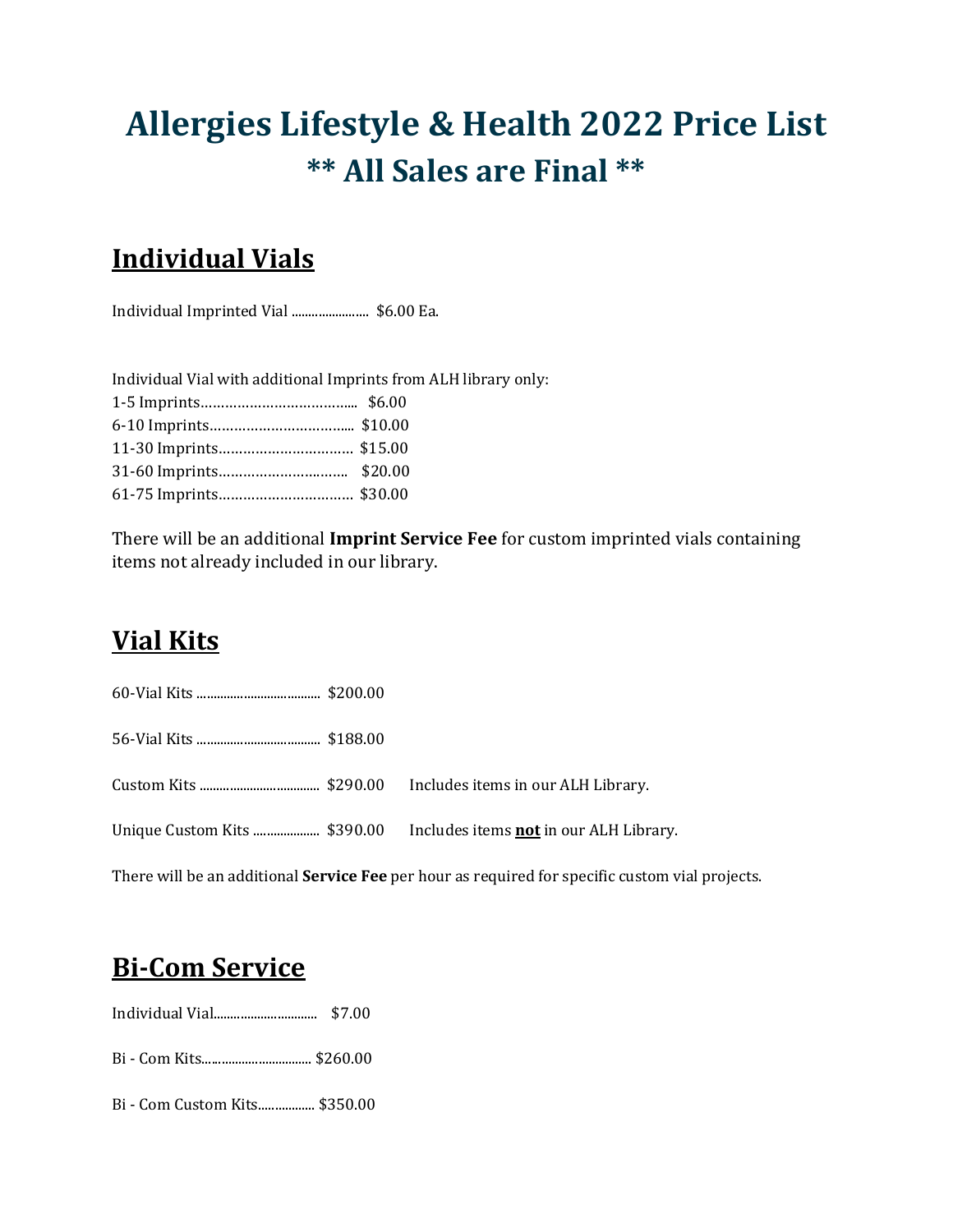# Allergies Lifestyle & Health 2022 Price List
# ** All Sales are Final **

## Individual Vials

Individual Imprinted Vial ....................... $6.00 Ea.

Individual Vial with additional Imprints from ALH library only:

1-5 Imprints………………………………... $6.00
6-10 Imprints……………………………... $10.00
11-30 Imprints…………………………… $15.00
31-60 Imprints…………………………. $20.00
61-75 Imprints…………………………… $30.00

There will be an additional **Imprint Service Fee** for custom imprinted vials containing items not already included in our library.

## Vial Kits

60-Vial Kits ..................................... $200.00

56-Vial Kits ..................................... $188.00

Custom Kits .................................... $290.00 Includes items in our ALH Library.

Unique Custom Kits .................... $390.00 Includes items **not** in our ALH Library.

There will be an additional **Service Fee** per hour as required for specific custom vial projects.

## Bi-Com Service

Individual Vial.............................. $7.00

Bi - Com Kits................................. $260.00

Bi - Com Custom Kits................. $350.00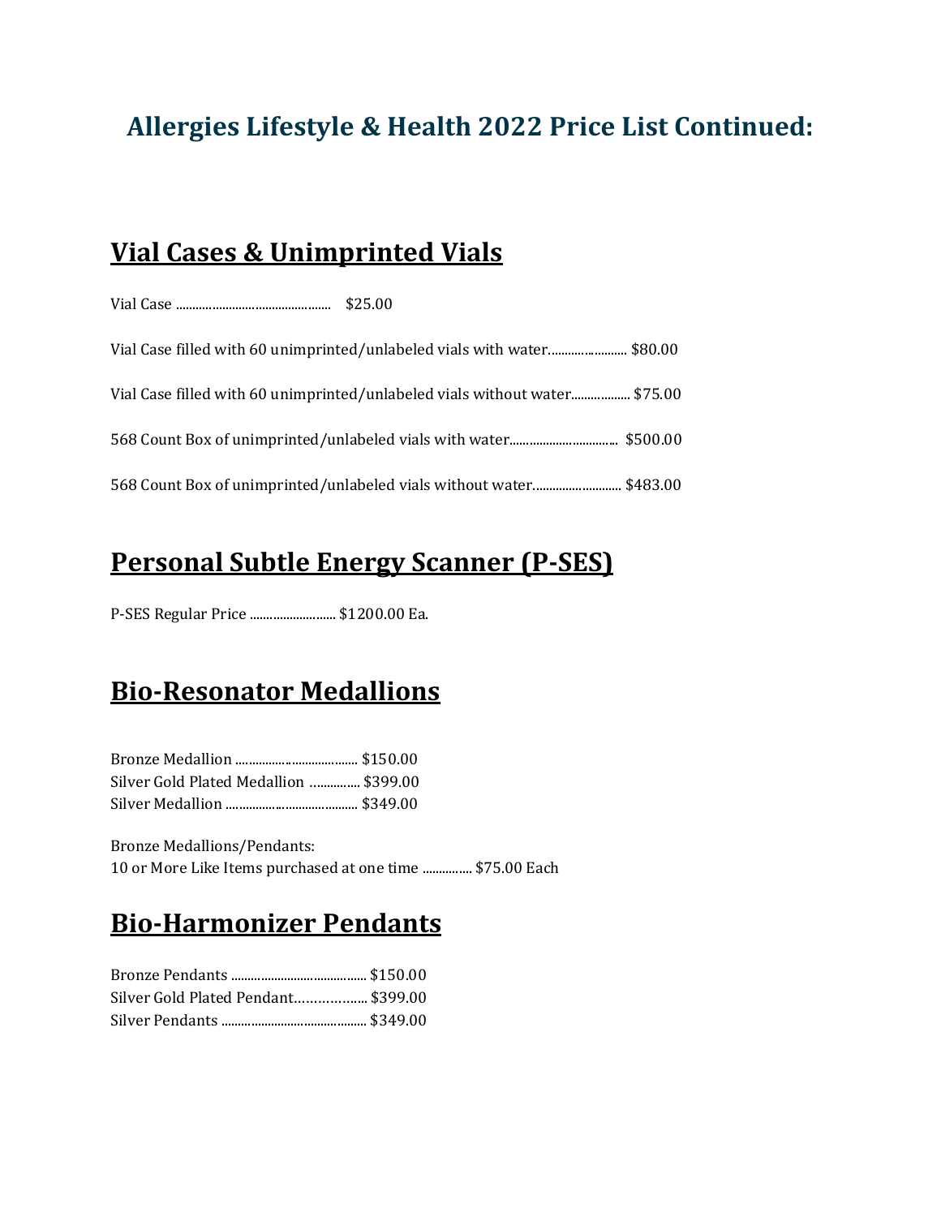# Allergies Lifestyle & Health 2022 Price List Continued:

## Vial Cases & Unimprinted Vials

Vial Case ............................................. $25.00

Vial Case filled with 60 unimprinted/unlabeled vials with water........................ $80.00

Vial Case filled with 60 unimprinted/unlabeled vials without water.................. $75.00

568 Count Box of unimprinted/unlabeled vials with water................................ $500.00

568 Count Box of unimprinted/unlabeled vials without water.......................... $483.00

## Personal Subtle Energy Scanner (P-SES)

P-SES Regular Price ......................... $1200.00 Ea.

## Bio-Resonator Medallions

Bronze Medallion ..................................... $150.00
Silver Gold Plated Medallion .............. $399.00
Silver Medallion ........................................ $349.00

Bronze Medallions/Pendants:
10 or More Like Items purchased at one time ............... $75.00 Each

## Bio-Harmonizer Pendants

Bronze Pendants ........................................ $150.00
Silver Gold Plated Pendant.................. $399.00
Silver Pendants ........................................... $349.00